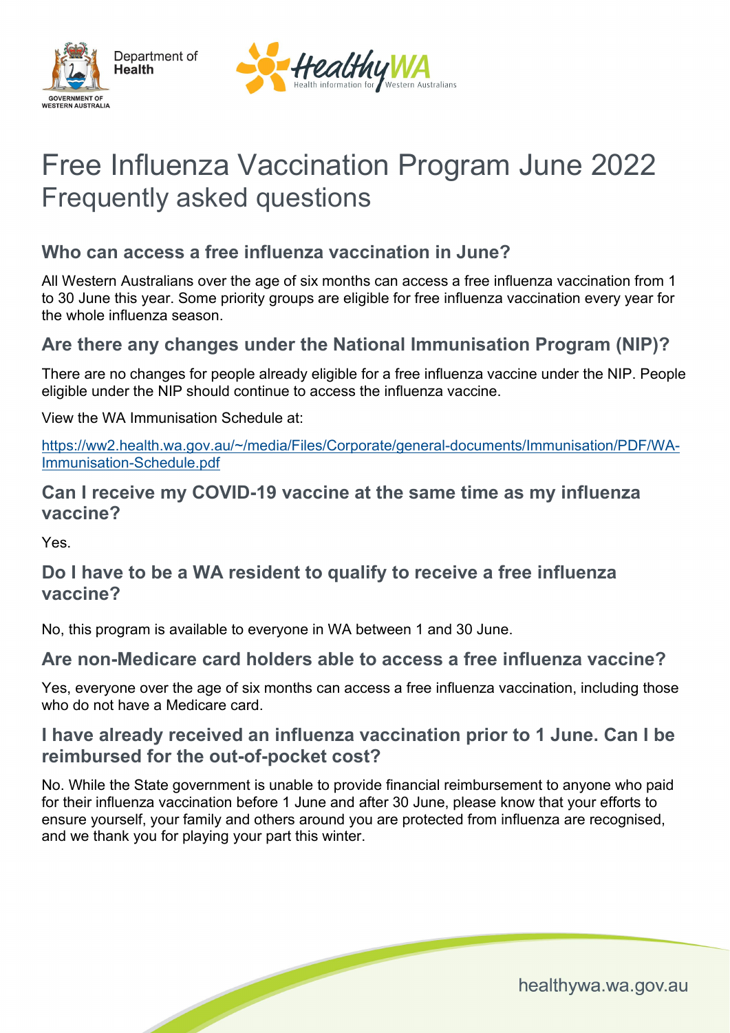Department of Health

GOVERNMENT OF WESTERN AUSTRALIA

HealthyWA Health information for Western Australians

# Free Influenza Vaccination Program June 2022 Frequently asked questions

## Who can access a free influenza vaccination in June?

All Western Australians over the age of six months can access a free influenza vaccination from 1 to 30 June this year. Some priority groups are eligible for free influenza vaccination every year for the whole influenza season.

## Are there any changes under the National Immunisation Program (NIP)?

There are no changes for people already eligible for a free influenza vaccine under the NIP. People eligible under the NIP should continue to access the influenza vaccine.

View the WA Immunisation Schedule at:

https://ww2.health.wa.gov.au/~/media/Files/Corporate/general-documents/Immunisation/PDF/WA-Immunisation-Schedule.pdf

## Can I receive my COVID-19 vaccine at the same time as my influenza vaccine?

Yes.

## Do I have to be a WA resident to qualify to receive a free influenza vaccine?

No, this program is available to everyone in WA between 1 and 30 June.

## Are non-Medicare card holders able to access a free influenza vaccine?

Yes, everyone over the age of six months can access a free influenza vaccination, including those who do not have a Medicare card.

## I have already received an influenza vaccination prior to 1 June. Can I be reimbursed for the out-of-pocket cost?

No. While the State government is unable to provide financial reimbursement to anyone who paid for their influenza vaccination before 1 June and after 30 June, please know that your efforts to ensure yourself, your family and others around you are protected from influenza are recognised, and we thank you for playing your part this winter.

healthywa.wa.gov.au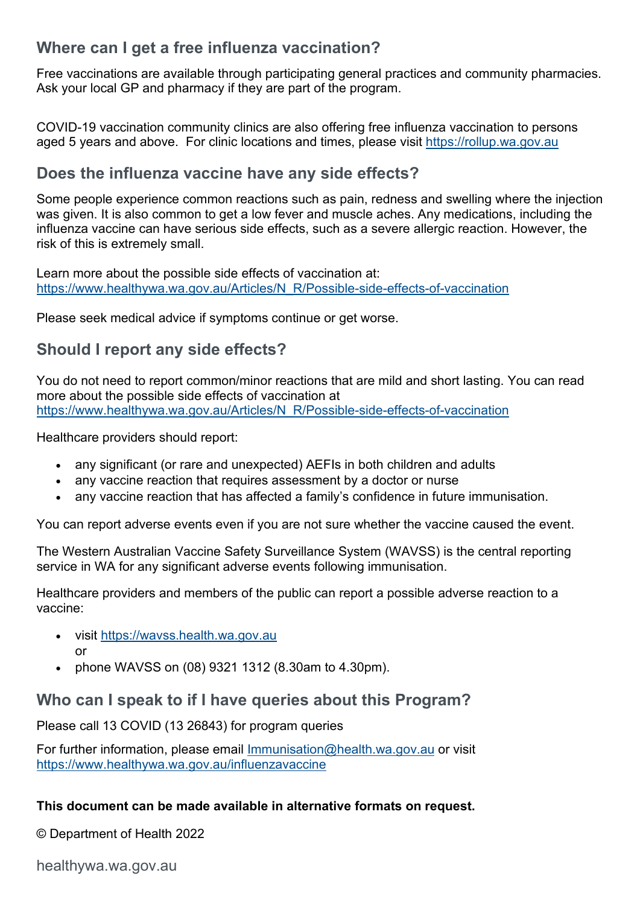## Where can I get a free influenza vaccination?

Free vaccinations are available through participating general practices and community pharmacies. Ask your local GP and pharmacy if they are part of the program.

COVID-19 vaccination community clinics are also offering free influenza vaccination to persons aged 5 years and above. For clinic locations and times, please visit https://rollup.wa.gov.au

## Does the influenza vaccine have any side effects?

Some people experience common reactions such as pain, redness and swelling where the injection was given. It is also common to get a low fever and muscle aches. Any medications, including the influenza vaccine can have serious side effects, such as a severe allergic reaction. However, the risk of this is extremely small.

Learn more about the possible side effects of vaccination at:
https://www.healthywa.wa.gov.au/Articles/N_R/Possible-side-effects-of-vaccination

Please seek medical advice if symptoms continue or get worse.

## Should I report any side effects?

You do not need to report common/minor reactions that are mild and short lasting. You can read more about the possible side effects of vaccination at
https://www.healthywa.wa.gov.au/Articles/N_R/Possible-side-effects-of-vaccination

Healthcare providers should report:

- any significant (or rare and unexpected) AEFIs in both children and adults
- any vaccine reaction that requires assessment by a doctor or nurse
- any vaccine reaction that has affected a family's confidence in future immunisation.

You can report adverse events even if you are not sure whether the vaccine caused the event.

The Western Australian Vaccine Safety Surveillance System (WAVSS) is the central reporting service in WA for any significant adverse events following immunisation.

Healthcare providers and members of the public can report a possible adverse reaction to a vaccine:

- visit https://wavss.health.wa.gov.au
  or
- phone WAVSS on (08) 9321 1312 (8.30am to 4.30pm).

## Who can I speak to if I have queries about this Program?

Please call 13 COVID (13 26843) for program queries

For further information, please email Immunisation@health.wa.gov.au or visit
https://www.healthywa.wa.gov.au/influenzavaccine

**This document can be made available in alternative formats on request.**

© Department of Health 2022

healthywa.wa.gov.au